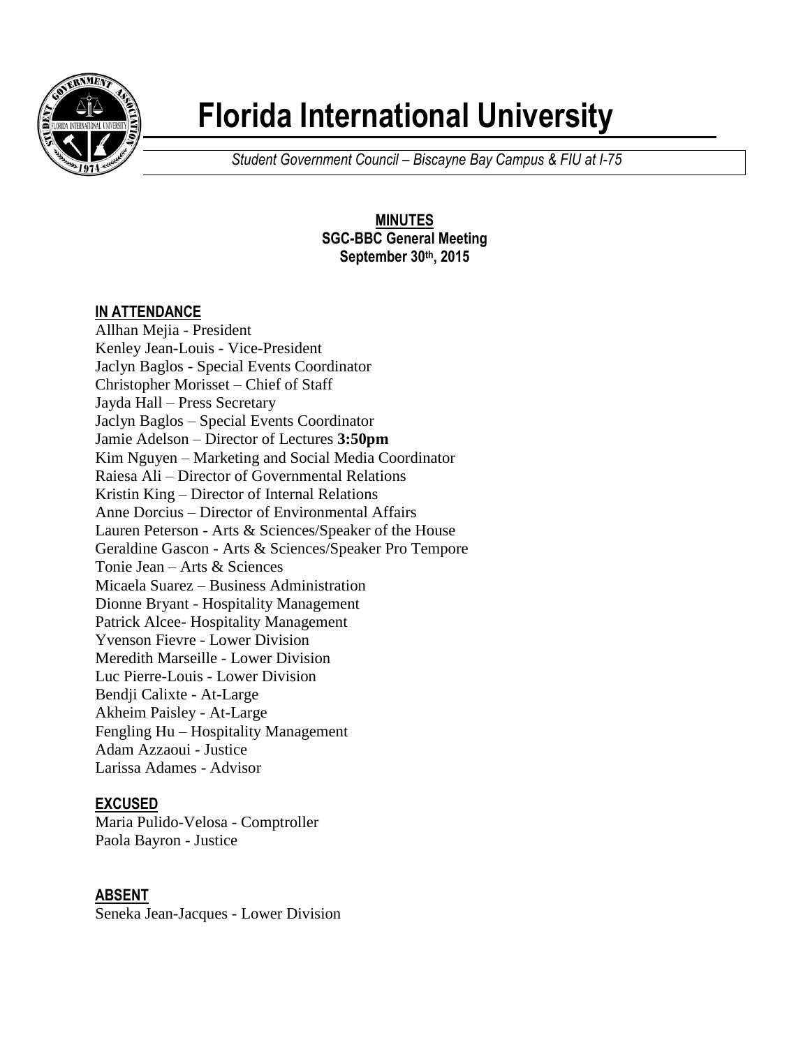# Florida International University

*Student Government Council – Biscayne Bay Campus & FIU at I-75*

**MINUTES**
**SGC-BBC General Meeting**
**September 30th, 2015**

## IN ATTENDANCE

Allhan Mejia - President
Kenley Jean-Louis - Vice-President
Jaclyn Baglos - Special Events Coordinator
Christopher Morisset – Chief of Staff
Jayda Hall – Press Secretary
Jaclyn Baglos – Special Events Coordinator
Jamie Adelson – Director of Lectures **3:50pm**
Kim Nguyen – Marketing and Social Media Coordinator
Raiesa Ali – Director of Governmental Relations
Kristin King – Director of Internal Relations
Anne Dorcius – Director of Environmental Affairs
Lauren Peterson - Arts & Sciences/Speaker of the House
Geraldine Gascon - Arts & Sciences/Speaker Pro Tempore
Tonie Jean – Arts & Sciences
Micaela Suarez – Business Administration
Dionne Bryant - Hospitality Management
Patrick Alcee- Hospitality Management
Yvenson Fievre - Lower Division
Meredith Marseille - Lower Division
Luc Pierre-Louis - Lower Division
Bendji Calixte - At-Large
Akheim Paisley - At-Large
Fengling Hu – Hospitality Management
Adam Azzaoui - Justice
Larissa Adames - Advisor

## EXCUSED

Maria Pulido-Velosa - Comptroller
Paola Bayron - Justice

## ABSENT

Seneka Jean-Jacques - Lower Division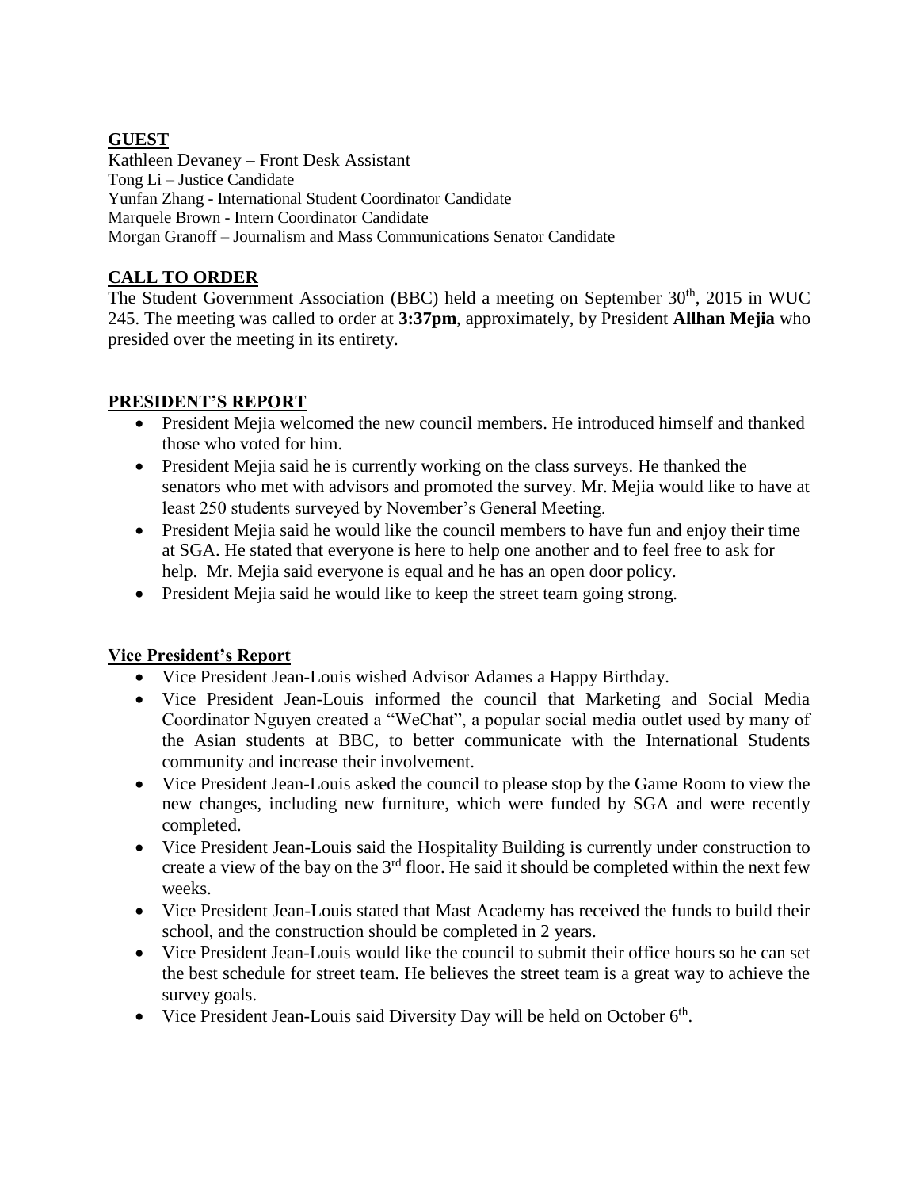## GUEST

Kathleen Devaney – Front Desk Assistant
Tong Li – Justice Candidate
Yunfan Zhang - International Student Coordinator Candidate
Marquele Brown - Intern Coordinator Candidate
Morgan Granoff – Journalism and Mass Communications Senator Candidate

## CALL TO ORDER

The Student Government Association (BBC) held a meeting on September 30th, 2015 in WUC 245. The meeting was called to order at **3:37pm**, approximately, by President **Allhan Mejia** who presided over the meeting in its entirety.

## PRESIDENT'S REPORT

- President Mejia welcomed the new council members. He introduced himself and thanked those who voted for him.
- President Mejia said he is currently working on the class surveys. He thanked the senators who met with advisors and promoted the survey. Mr. Mejia would like to have at least 250 students surveyed by November's General Meeting.
- President Mejia said he would like the council members to have fun and enjoy their time at SGA. He stated that everyone is here to help one another and to feel free to ask for help. Mr. Mejia said everyone is equal and he has an open door policy.
- President Mejia said he would like to keep the street team going strong.

## Vice President's Report

- Vice President Jean-Louis wished Advisor Adames a Happy Birthday.
- Vice President Jean-Louis informed the council that Marketing and Social Media Coordinator Nguyen created a "WeChat", a popular social media outlet used by many of the Asian students at BBC, to better communicate with the International Students community and increase their involvement.
- Vice President Jean-Louis asked the council to please stop by the Game Room to view the new changes, including new furniture, which were funded by SGA and were recently completed.
- Vice President Jean-Louis said the Hospitality Building is currently under construction to create a view of the bay on the 3rd floor. He said it should be completed within the next few weeks.
- Vice President Jean-Louis stated that Mast Academy has received the funds to build their school, and the construction should be completed in 2 years.
- Vice President Jean-Louis would like the council to submit their office hours so he can set the best schedule for street team. He believes the street team is a great way to achieve the survey goals.
- Vice President Jean-Louis said Diversity Day will be held on October 6th.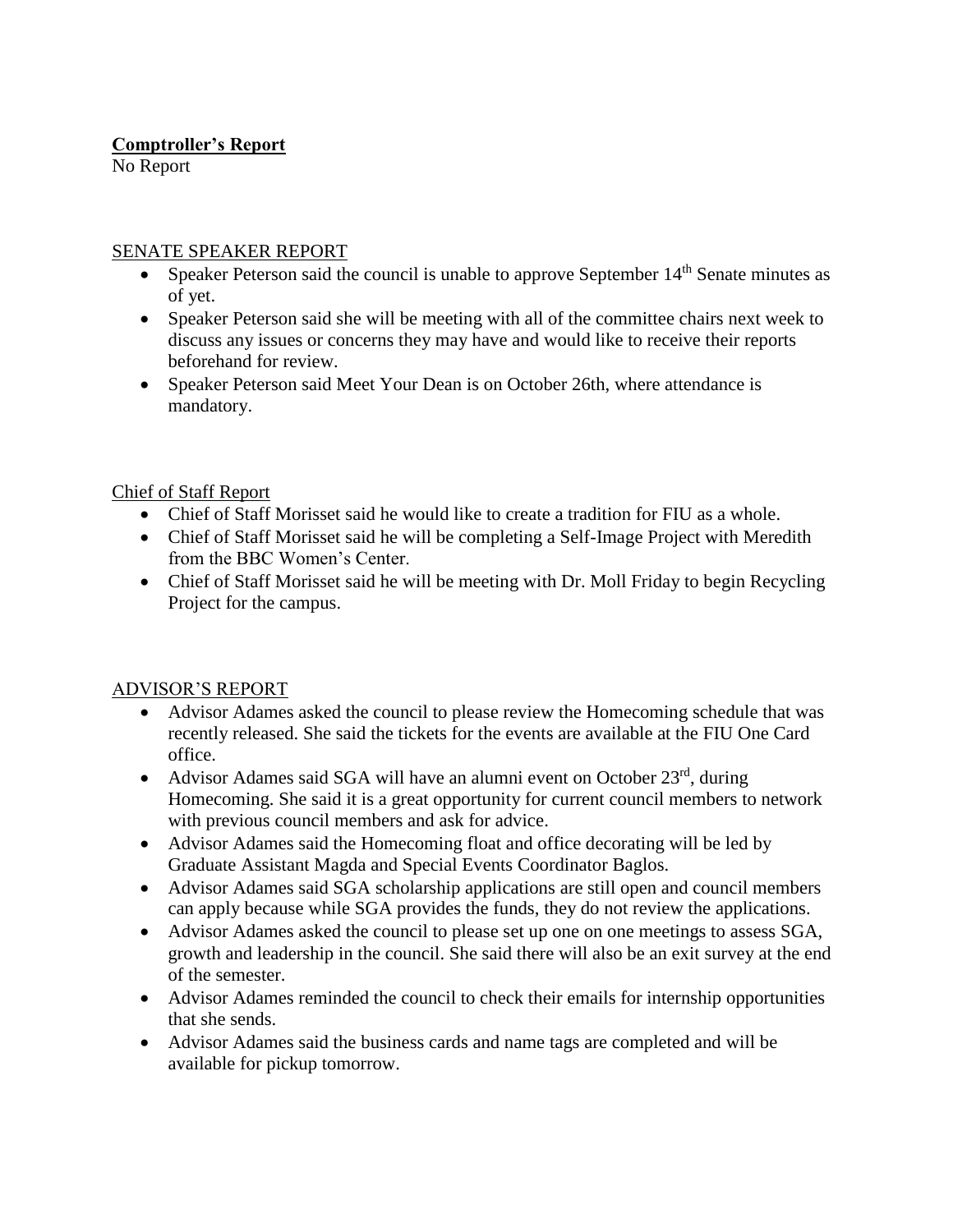**Comptroller's Report**

No Report

SENATE SPEAKER REPORT

- Speaker Peterson said the council is unable to approve September 14th Senate minutes as of yet.
- Speaker Peterson said she will be meeting with all of the committee chairs next week to discuss any issues or concerns they may have and would like to receive their reports beforehand for review.
- Speaker Peterson said Meet Your Dean is on October 26th, where attendance is mandatory.

Chief of Staff Report

- Chief of Staff Morisset said he would like to create a tradition for FIU as a whole.
- Chief of Staff Morisset said he will be completing a Self-Image Project with Meredith from the BBC Women's Center.
- Chief of Staff Morisset said he will be meeting with Dr. Moll Friday to begin Recycling Project for the campus.

ADVISOR'S REPORT

- Advisor Adames asked the council to please review the Homecoming schedule that was recently released. She said the tickets for the events are available at the FIU One Card office.
- Advisor Adames said SGA will have an alumni event on October 23rd, during Homecoming. She said it is a great opportunity for current council members to network with previous council members and ask for advice.
- Advisor Adames said the Homecoming float and office decorating will be led by Graduate Assistant Magda and Special Events Coordinator Baglos.
- Advisor Adames said SGA scholarship applications are still open and council members can apply because while SGA provides the funds, they do not review the applications.
- Advisor Adames asked the council to please set up one on one meetings to assess SGA, growth and leadership in the council. She said there will also be an exit survey at the end of the semester.
- Advisor Adames reminded the council to check their emails for internship opportunities that she sends.
- Advisor Adames said the business cards and name tags are completed and will be available for pickup tomorrow.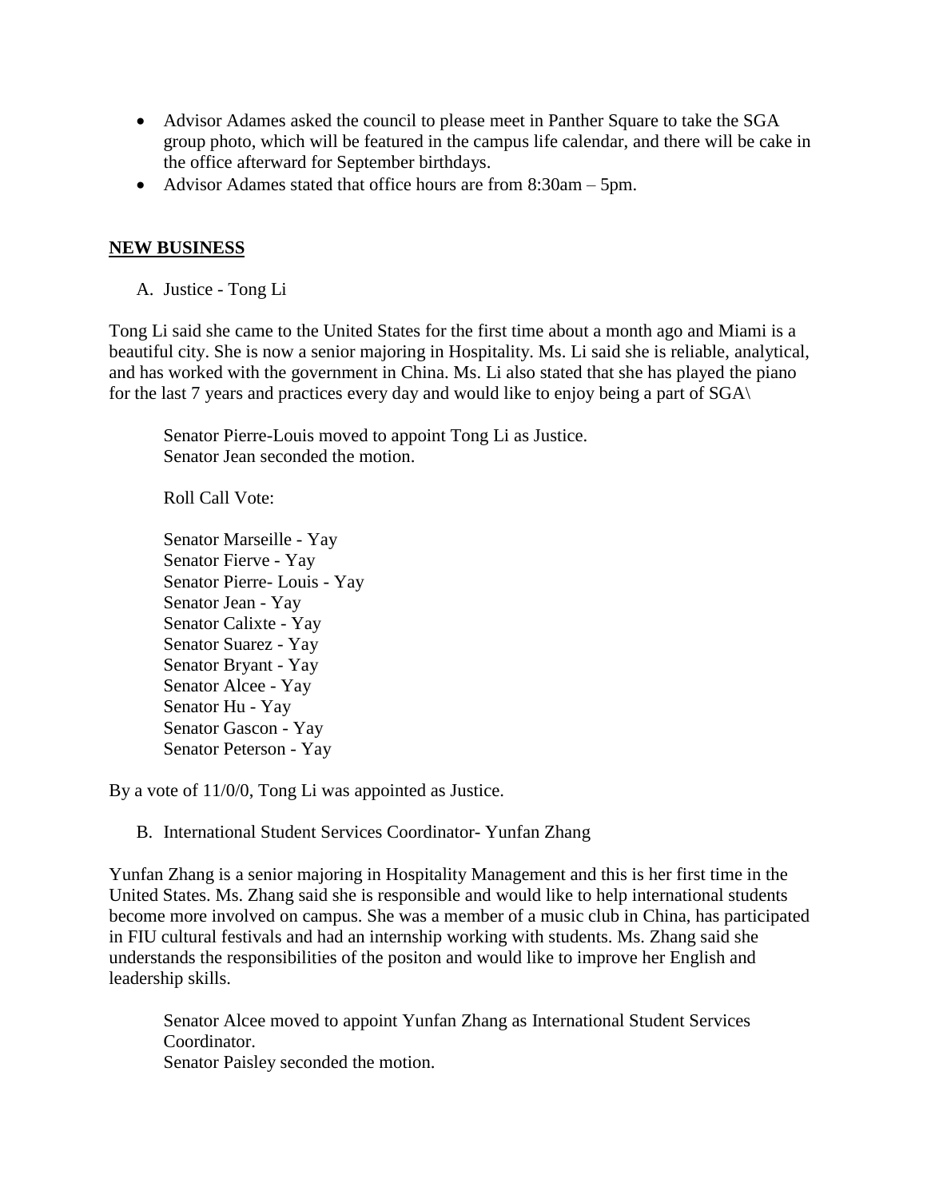- Advisor Adames asked the council to please meet in Panther Square to take the SGA group photo, which will be featured in the campus life calendar, and there will be cake in the office afterward for September birthdays.
- Advisor Adames stated that office hours are from 8:30am – 5pm.

## NEW BUSINESS

A. Justice - Tong Li

Tong Li said she came to the United States for the first time about a month ago and Miami is a beautiful city. She is now a senior majoring in Hospitality. Ms. Li said she is reliable, analytical, and has worked with the government in China. Ms. Li also stated that she has played the piano for the last 7 years and practices every day and would like to enjoy being a part of SGA\

> Senator Pierre-Louis moved to appoint Tong Li as Justice.
> Senator Jean seconded the motion.
>
> Roll Call Vote:
>
> Senator Marseille - Yay
> Senator Fierve - Yay
> Senator Pierre- Louis - Yay
> Senator Jean - Yay
> Senator Calixte - Yay
> Senator Suarez - Yay
> Senator Bryant - Yay
> Senator Alcee - Yay
> Senator Hu - Yay
> Senator Gascon - Yay
> Senator Peterson - Yay

By a vote of 11/0/0, Tong Li was appointed as Justice.

B. International Student Services Coordinator- Yunfan Zhang

Yunfan Zhang is a senior majoring in Hospitality Management and this is her first time in the United States. Ms. Zhang said she is responsible and would like to help international students become more involved on campus. She was a member of a music club in China, has participated in FIU cultural festivals and had an internship working with students. Ms. Zhang said she understands the responsibilities of the positon and would like to improve her English and leadership skills.

> Senator Alcee moved to appoint Yunfan Zhang as International Student Services Coordinator.
> Senator Paisley seconded the motion.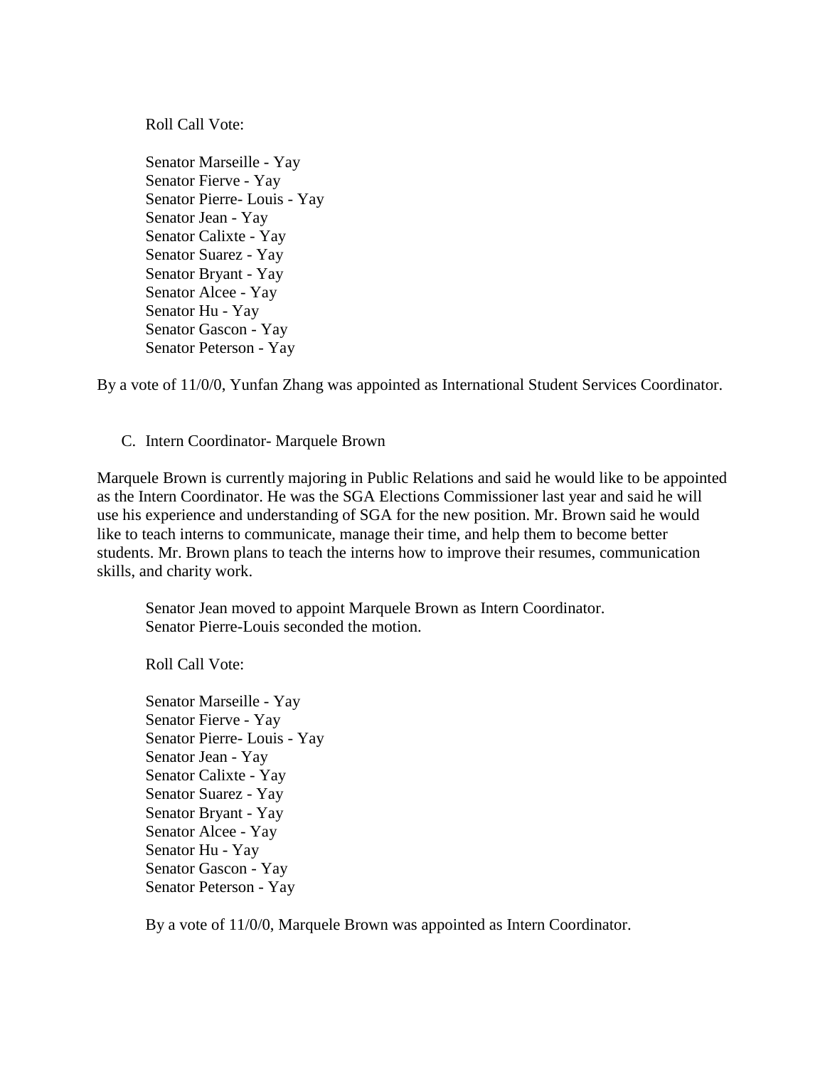Roll Call Vote:

Senator Marseille - Yay
Senator Fierve - Yay
Senator Pierre- Louis - Yay
Senator Jean - Yay
Senator Calixte - Yay
Senator Suarez - Yay
Senator Bryant - Yay
Senator Alcee - Yay
Senator Hu - Yay
Senator Gascon - Yay
Senator Peterson - Yay

By a vote of 11/0/0, Yunfan Zhang was appointed as International Student Services Coordinator.

C. Intern Coordinator- Marquele Brown

Marquele Brown is currently majoring in Public Relations and said he would like to be appointed as the Intern Coordinator. He was the SGA Elections Commissioner last year and said he will use his experience and understanding of SGA for the new position. Mr. Brown said he would like to teach interns to communicate, manage their time, and help them to become better students. Mr. Brown plans to teach the interns how to improve their resumes, communication skills, and charity work.

Senator Jean moved to appoint Marquele Brown as Intern Coordinator.
Senator Pierre-Louis seconded the motion.

Roll Call Vote:

Senator Marseille - Yay
Senator Fierve - Yay
Senator Pierre- Louis - Yay
Senator Jean - Yay
Senator Calixte - Yay
Senator Suarez - Yay
Senator Bryant - Yay
Senator Alcee - Yay
Senator Hu - Yay
Senator Gascon - Yay
Senator Peterson - Yay

By a vote of 11/0/0, Marquele Brown was appointed as Intern Coordinator.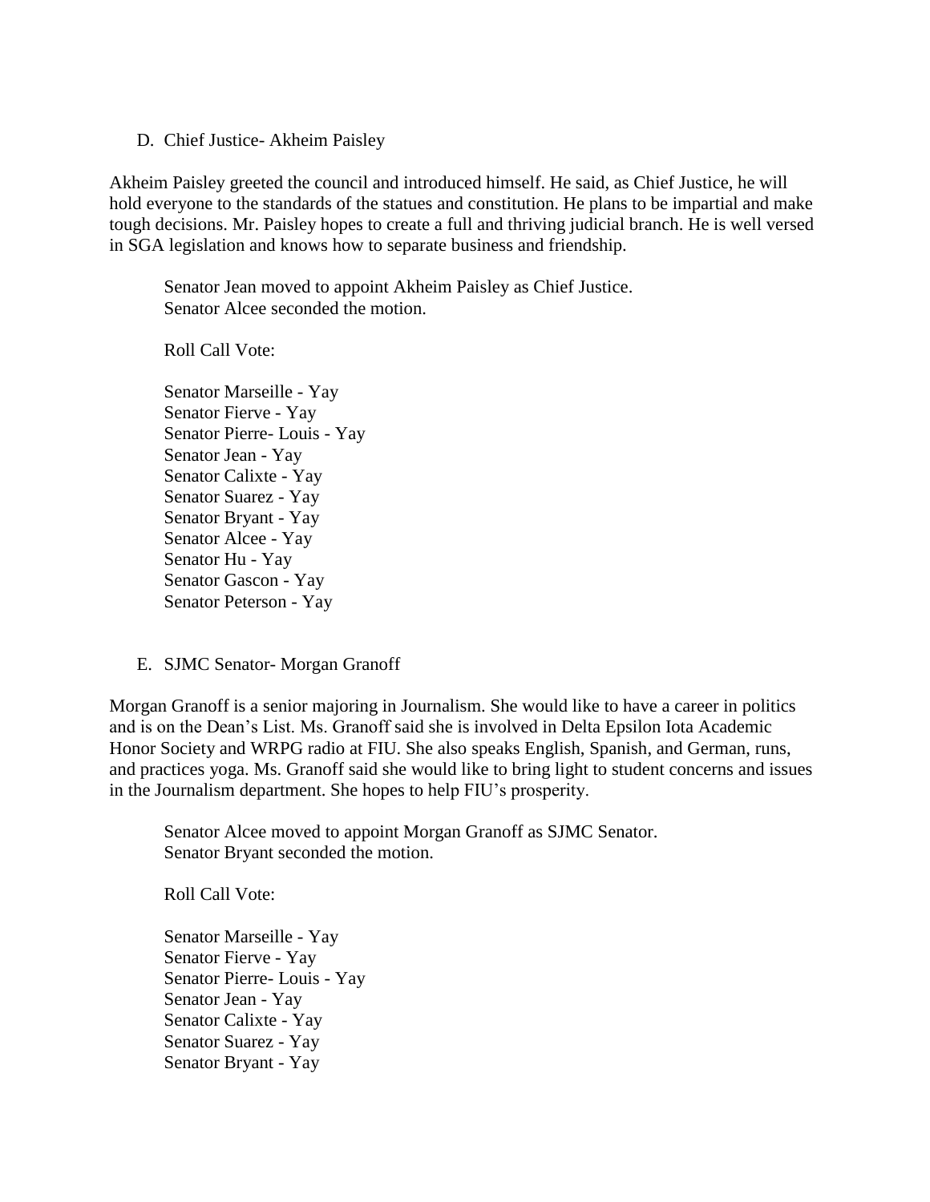D. Chief Justice- Akheim Paisley

Akheim Paisley greeted the council and introduced himself. He said, as Chief Justice, he will hold everyone to the standards of the statues and constitution. He plans to be impartial and make tough decisions. Mr. Paisley hopes to create a full and thriving judicial branch. He is well versed in SGA legislation and knows how to separate business and friendship.

Senator Jean moved to appoint Akheim Paisley as Chief Justice.
Senator Alcee seconded the motion.

Roll Call Vote:

Senator Marseille - Yay
Senator Fierve - Yay
Senator Pierre- Louis - Yay
Senator Jean - Yay
Senator Calixte - Yay
Senator Suarez - Yay
Senator Bryant - Yay
Senator Alcee - Yay
Senator Hu - Yay
Senator Gascon - Yay
Senator Peterson - Yay

E. SJMC Senator- Morgan Granoff

Morgan Granoff is a senior majoring in Journalism. She would like to have a career in politics and is on the Dean's List. Ms. Granoff said she is involved in Delta Epsilon Iota Academic Honor Society and WRPG radio at FIU. She also speaks English, Spanish, and German, runs, and practices yoga. Ms. Granoff said she would like to bring light to student concerns and issues in the Journalism department. She hopes to help FIU's prosperity.

Senator Alcee moved to appoint Morgan Granoff as SJMC Senator.
Senator Bryant seconded the motion.

Roll Call Vote:

Senator Marseille - Yay
Senator Fierve - Yay
Senator Pierre- Louis - Yay
Senator Jean - Yay
Senator Calixte - Yay
Senator Suarez - Yay
Senator Bryant - Yay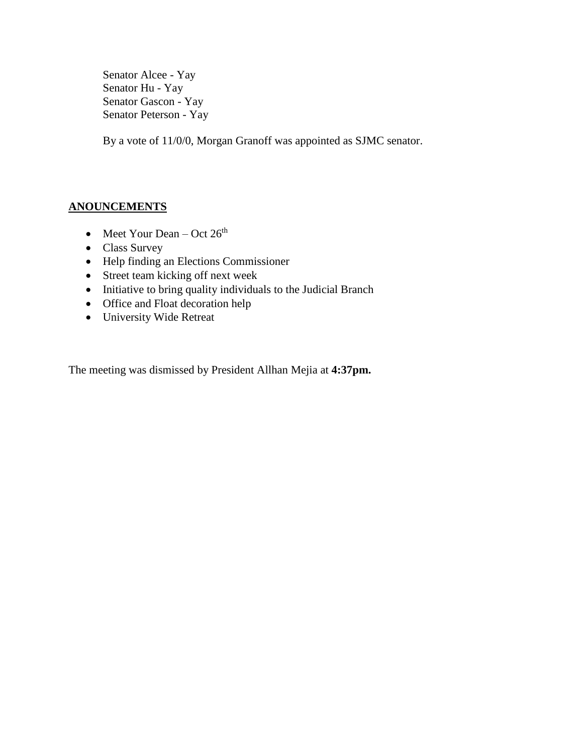Senator Alcee - Yay
Senator Hu - Yay
Senator Gascon - Yay
Senator Peterson - Yay

By a vote of 11/0/0, Morgan Granoff was appointed as SJMC senator.

**ANOUNCEMENTS**

- Meet Your Dean – Oct 26th
- Class Survey
- Help finding an Elections Commissioner
- Street team kicking off next week
- Initiative to bring quality individuals to the Judicial Branch
- Office and Float decoration help
- University Wide Retreat

The meeting was dismissed by President Allhan Mejia at **4:37pm.**